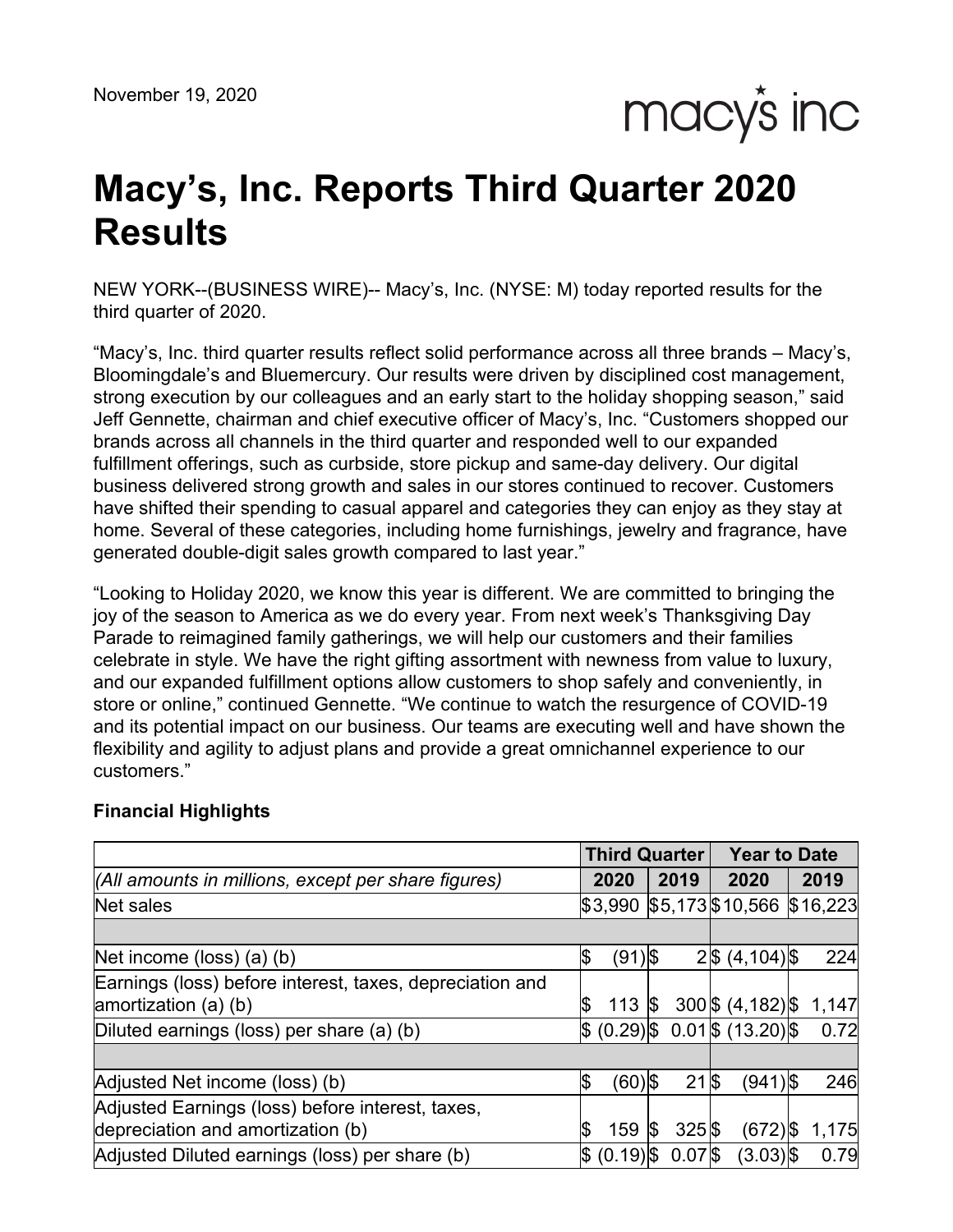November 19, 2020

macy's inc

# Macy's, Inc. Reports Third Quarter 2020 Results

NEW YORK--(BUSINESS WIRE)-- Macy's, Inc. (NYSE: M) today reported results for the third quarter of 2020.

"Macy's, Inc. third quarter results reflect solid performance across all three brands – Macy's, Bloomingdale's and Bluemercury. Our results were driven by disciplined cost management, strong execution by our colleagues and an early start to the holiday shopping season," said Jeff Gennette, chairman and chief executive officer of Macy's, Inc. "Customers shopped our brands across all channels in the third quarter and responded well to our expanded fulfillment offerings, such as curbside, store pickup and same-day delivery. Our digital business delivered strong growth and sales in our stores continued to recover. Customers have shifted their spending to casual apparel and categories they can enjoy as they stay at home. Several of these categories, including home furnishings, jewelry and fragrance, have generated double-digit sales growth compared to last year."

"Looking to Holiday 2020, we know this year is different. We are committed to bringing the joy of the season to America as we do every year. From next week's Thanksgiving Day Parade to reimagined family gatherings, we will help our customers and their families celebrate in style. We have the right gifting assortment with newness from value to luxury, and our expanded fulfillment options allow customers to shop safely and conveniently, in store or online," continued Gennette. "We continue to watch the resurgence of COVID-19 and its potential impact on our business. Our teams are executing well and have shown the flexibility and agility to adjust plans and provide a great omnichannel experience to our customers."

**Financial Highlights**

| | Third Quarter | | Year to Date | |
|---|---|---|---|---|
| *(All amounts in millions, except per share figures)* | 2020 | 2019 | 2020 | 2019 |
| Net sales | $3,990 | $5,173 | $10,566 | $16,223 |
| | | | | |
| Net income (loss) (a) (b) | $ (91) | $ 2 | $ (4,104) | $ 224 |
| Earnings (loss) before interest, taxes, depreciation and amortization (a) (b) | $ 113 | $ 300 | $ (4,182) | $ 1,147 |
| Diluted earnings (loss) per share (a) (b) | $ (0.29) | $ 0.01 | $ (13.20) | $ 0.72 |
| | | | | |
| Adjusted Net income (loss) (b) | $ (60) | $ 21 | $ (941) | $ 246 |
| Adjusted Earnings (loss) before interest, taxes, depreciation and amortization (b) | $ 159 | $ 325 | $ (672) | $ 1,175 |
| Adjusted Diluted earnings (loss) per share (b) | $ (0.19) | $ 0.07 | $ (3.03) | $ 0.79 |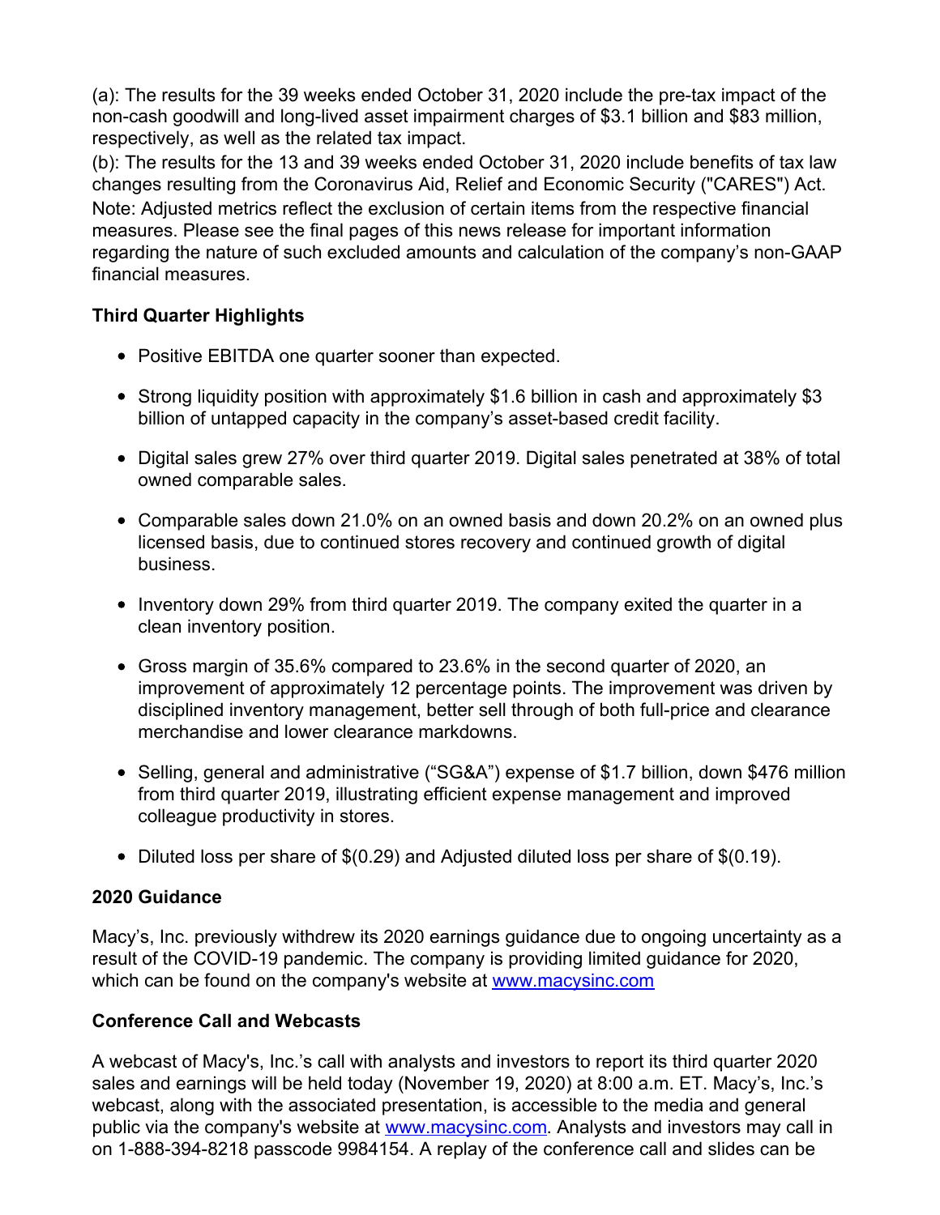(a): The results for the 39 weeks ended October 31, 2020 include the pre-tax impact of the non-cash goodwill and long-lived asset impairment charges of $3.1 billion and $83 million, respectively, as well as the related tax impact.

(b): The results for the 13 and 39 weeks ended October 31, 2020 include benefits of tax law changes resulting from the Coronavirus Aid, Relief and Economic Security ("CARES") Act.

Note: Adjusted metrics reflect the exclusion of certain items from the respective financial measures. Please see the final pages of this news release for important information regarding the nature of such excluded amounts and calculation of the company's non-GAAP financial measures.

**Third Quarter Highlights**

- Positive EBITDA one quarter sooner than expected.
- Strong liquidity position with approximately $1.6 billion in cash and approximately $3 billion of untapped capacity in the company's asset-based credit facility.
- Digital sales grew 27% over third quarter 2019. Digital sales penetrated at 38% of total owned comparable sales.
- Comparable sales down 21.0% on an owned basis and down 20.2% on an owned plus licensed basis, due to continued stores recovery and continued growth of digital business.
- Inventory down 29% from third quarter 2019. The company exited the quarter in a clean inventory position.
- Gross margin of 35.6% compared to 23.6% in the second quarter of 2020, an improvement of approximately 12 percentage points. The improvement was driven by disciplined inventory management, better sell through of both full-price and clearance merchandise and lower clearance markdowns.
- Selling, general and administrative ("SG&A") expense of $1.7 billion, down $476 million from third quarter 2019, illustrating efficient expense management and improved colleague productivity in stores.
- Diluted loss per share of $(0.29) and Adjusted diluted loss per share of $(0.19).

**2020 Guidance**

Macy's, Inc. previously withdrew its 2020 earnings guidance due to ongoing uncertainty as a result of the COVID-19 pandemic. The company is providing limited guidance for 2020, which can be found on the company's website at www.macysinc.com

**Conference Call and Webcasts**

A webcast of Macy's, Inc.'s call with analysts and investors to report its third quarter 2020 sales and earnings will be held today (November 19, 2020) at 8:00 a.m. ET. Macy's, Inc.'s webcast, along with the associated presentation, is accessible to the media and general public via the company's website at www.macysinc.com. Analysts and investors may call in on 1-888-394-8218 passcode 9984154. A replay of the conference call and slides can be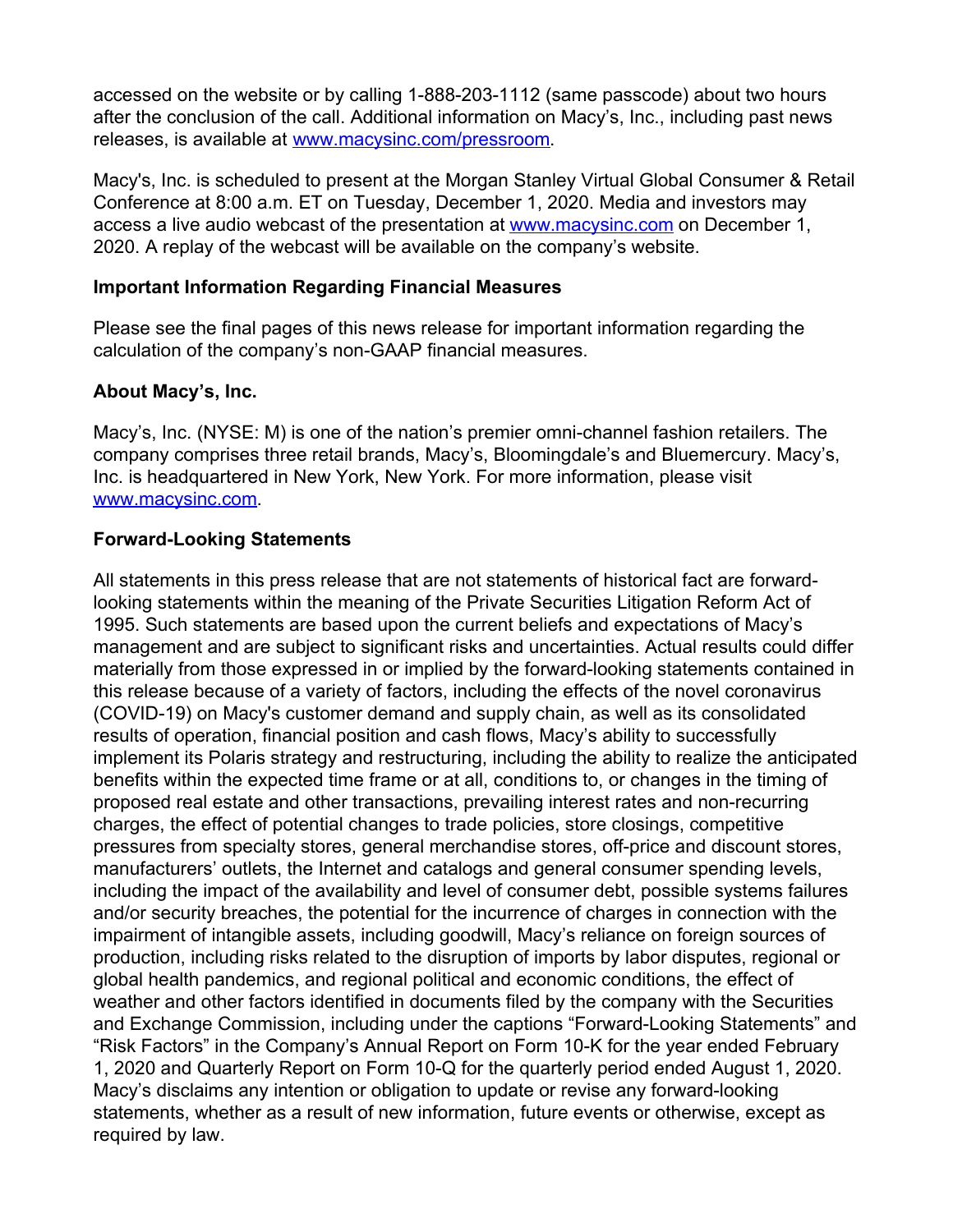accessed on the website or by calling 1-888-203-1112 (same passcode) about two hours after the conclusion of the call. Additional information on Macy's, Inc., including past news releases, is available at [www.macysinc.com/pressroom](www.macysinc.com/pressroom).

Macy's, Inc. is scheduled to present at the Morgan Stanley Virtual Global Consumer & Retail Conference at 8:00 a.m. ET on Tuesday, December 1, 2020. Media and investors may access a live audio webcast of the presentation at [www.macysinc.com](www.macysinc.com) on December 1, 2020. A replay of the webcast will be available on the company's website.

**Important Information Regarding Financial Measures**

Please see the final pages of this news release for important information regarding the calculation of the company's non-GAAP financial measures.

**About Macy's, Inc.**

Macy's, Inc. (NYSE: M) is one of the nation's premier omni-channel fashion retailers. The company comprises three retail brands, Macy's, Bloomingdale's and Bluemercury. Macy's, Inc. is headquartered in New York, New York. For more information, please visit [www.macysinc.com](www.macysinc.com).

**Forward-Looking Statements**

All statements in this press release that are not statements of historical fact are forward-looking statements within the meaning of the Private Securities Litigation Reform Act of 1995. Such statements are based upon the current beliefs and expectations of Macy's management and are subject to significant risks and uncertainties. Actual results could differ materially from those expressed in or implied by the forward-looking statements contained in this release because of a variety of factors, including the effects of the novel coronavirus (COVID-19) on Macy's customer demand and supply chain, as well as its consolidated results of operation, financial position and cash flows, Macy's ability to successfully implement its Polaris strategy and restructuring, including the ability to realize the anticipated benefits within the expected time frame or at all, conditions to, or changes in the timing of proposed real estate and other transactions, prevailing interest rates and non-recurring charges, the effect of potential changes to trade policies, store closings, competitive pressures from specialty stores, general merchandise stores, off-price and discount stores, manufacturers' outlets, the Internet and catalogs and general consumer spending levels, including the impact of the availability and level of consumer debt, possible systems failures and/or security breaches, the potential for the incurrence of charges in connection with the impairment of intangible assets, including goodwill, Macy's reliance on foreign sources of production, including risks related to the disruption of imports by labor disputes, regional or global health pandemics, and regional political and economic conditions, the effect of weather and other factors identified in documents filed by the company with the Securities and Exchange Commission, including under the captions "Forward-Looking Statements" and "Risk Factors" in the Company's Annual Report on Form 10-K for the year ended February 1, 2020 and Quarterly Report on Form 10-Q for the quarterly period ended August 1, 2020. Macy's disclaims any intention or obligation to update or revise any forward-looking statements, whether as a result of new information, future events or otherwise, except as required by law.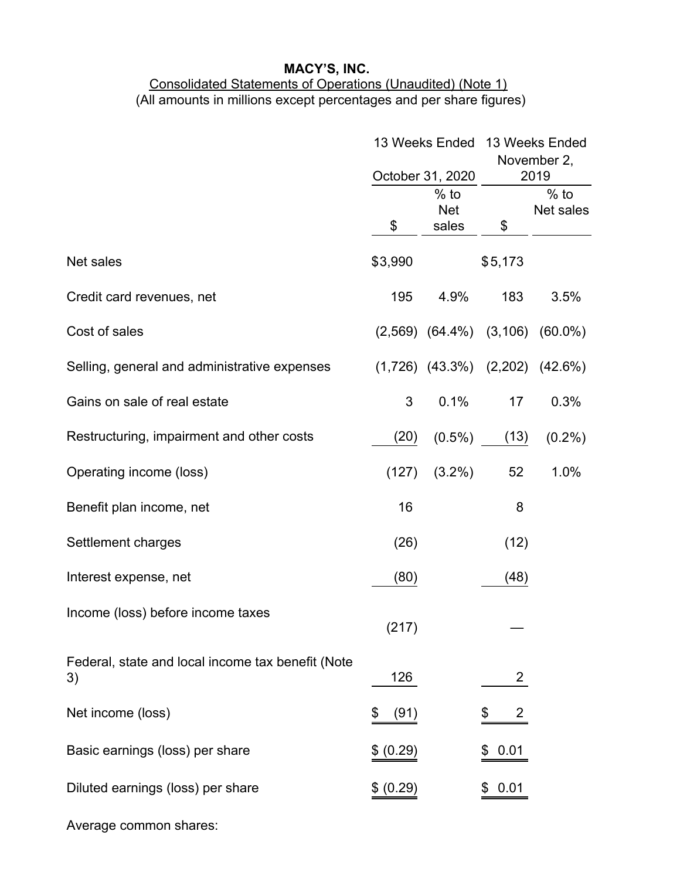**MACY'S, INC.**

Consolidated Statements of Operations (Unaudited) (Note 1)

(All amounts in millions except percentages and per share figures)

| | 13 Weeks Ended October 31, 2020 | | 13 Weeks Ended November 2, 2019 | |
|---|---|---|---|---|
| | $ | % to Net sales | $ | % to Net sales |
| Net sales | $3,990 | | $5,173 | |
| Credit card revenues, net | 195 | 4.9% | 183 | 3.5% |
| Cost of sales | (2,569) | (64.4%) | (3,106) | (60.0%) |
| Selling, general and administrative expenses | (1,726) | (43.3%) | (2,202) | (42.6%) |
| Gains on sale of real estate | 3 | 0.1% | 17 | 0.3% |
| Restructuring, impairment and other costs | (20) | (0.5%) | (13) | (0.2%) |
| Operating income (loss) | (127) | (3.2%) | 52 | 1.0% |
| Benefit plan income, net | 16 | | 8 | |
| Settlement charges | (26) | | (12) | |
| Interest expense, net | (80) | | (48) | |
| Income (loss) before income taxes | (217) | | — | |
| Federal, state and local income tax benefit (Note 3) | 126 | | 2 | |
| Net income (loss) | $ (91) | | $ 2 | |
| Basic earnings (loss) per share | $ (0.29) | | $ 0.01 | |
| Diluted earnings (loss) per share | $ (0.29) | | $ 0.01 | |
| Average common shares: | | | | |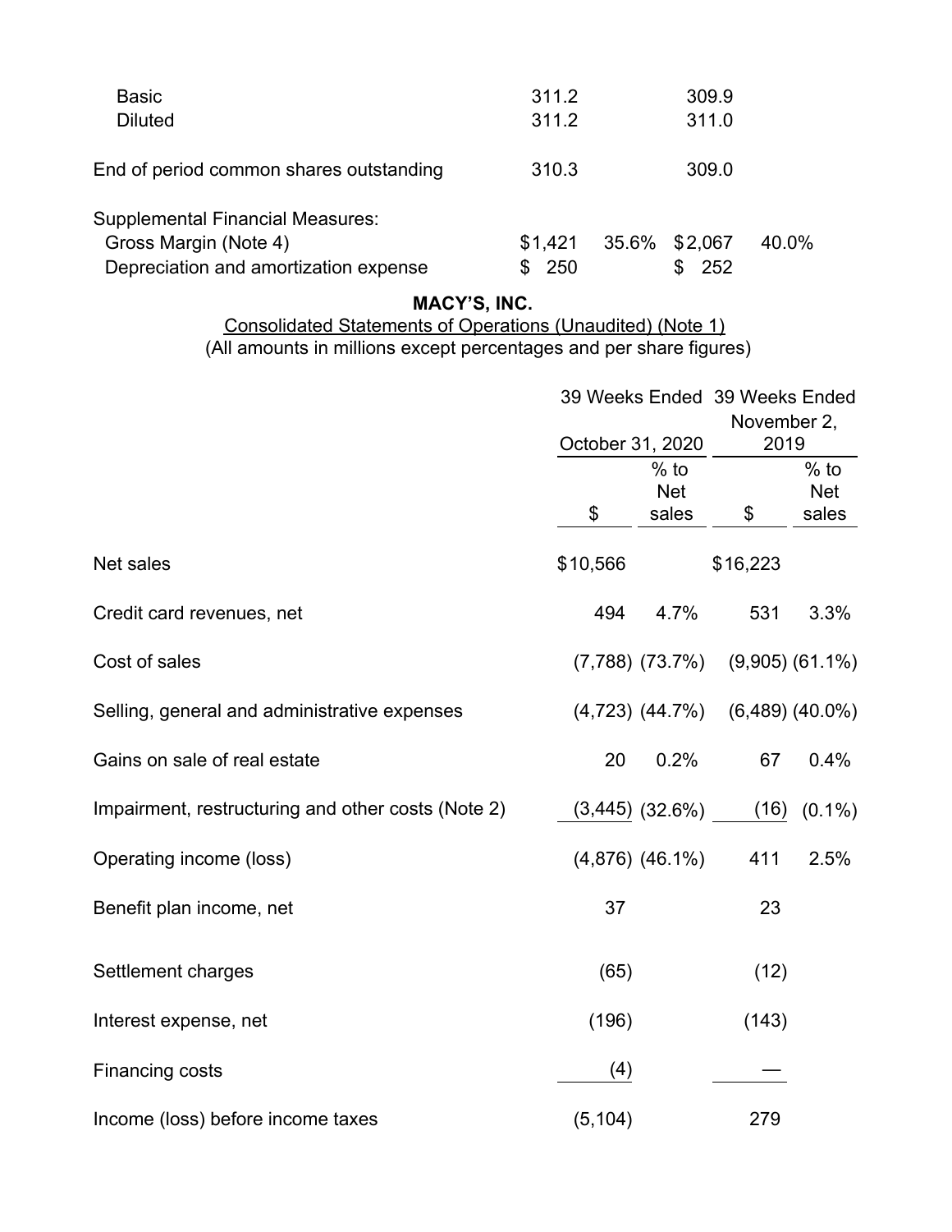| | | | | |
|---|---|---|---|---|
| Basic | 311.2 | | 309.9 | |
| Diluted | 311.2 | | 311.0 | |
| | | | | |
| End of period common shares outstanding | 310.3 | | 309.0 | |
| | | | | |
| Supplemental Financial Measures: | | | | |
| Gross Margin (Note 4) | $1,421 | 35.6% | $2,067 | 40.0% |
| Depreciation and amortization expense | $ 250 | | $ 252 | |

## MACY'S, INC.

Consolidated Statements of Operations (Unaudited) (Note 1)

(All amounts in millions except percentages and per share figures)

| | 39 Weeks Ended October 31, 2020 | | 39 Weeks Ended November 2, 2019 | |
|---|---|---|---|---|
| | $ | % to Net sales | $ | % to Net sales |
| Net sales | $10,566 | | $16,223 | |
| Credit card revenues, net | 494 | 4.7% | 531 | 3.3% |
| Cost of sales | (7,788) | (73.7%) | (9,905) | (61.1%) |
| Selling, general and administrative expenses | (4,723) | (44.7%) | (6,489) | (40.0%) |
| Gains on sale of real estate | 20 | 0.2% | 67 | 0.4% |
| Impairment, restructuring and other costs (Note 2) | (3,445) | (32.6%) | (16) | (0.1%) |
| Operating income (loss) | (4,876) | (46.1%) | 411 | 2.5% |
| Benefit plan income, net | 37 | | 23 | |
| Settlement charges | (65) | | (12) | |
| Interest expense, net | (196) | | (143) | |
| Financing costs | (4) | | — | |
| Income (loss) before income taxes | (5,104) | | 279 | |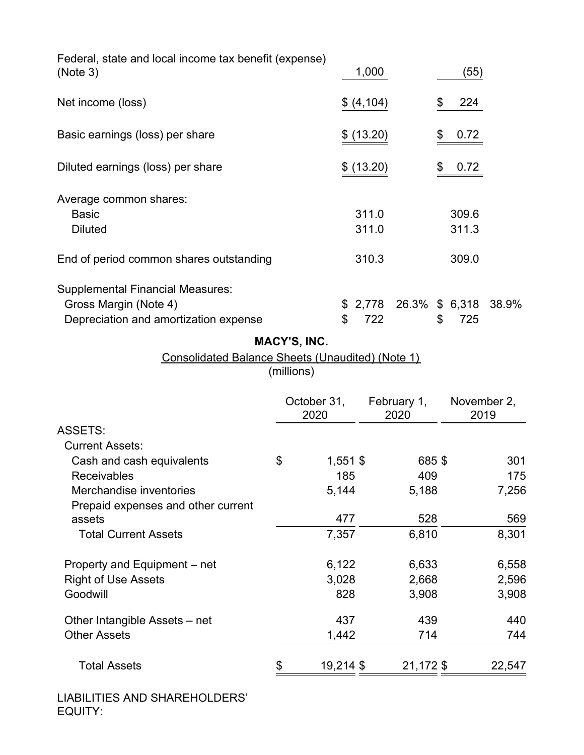| | | | | |
|---|---|---|---|---|
| Federal, state and local income tax benefit (expense) (Note 3) | 1,000 | | (55) | |
| Net income (loss) | $ (4,104) | | $ 224 | |
| Basic earnings (loss) per share | $ (13.20) | | $ 0.72 | |
| Diluted earnings (loss) per share | $ (13.20) | | $ 0.72 | |
| Average common shares: | | | | |
| Basic | 311.0 | | 309.6 | |
| Diluted | 311.0 | | 311.3 | |
| End of period common shares outstanding | 310.3 | | 309.0 | |
| Supplemental Financial Measures: | | | | |
| Gross Margin (Note 4) | $ 2,778 | 26.3% | $ 6,318 | 38.9% |
| Depreciation and amortization expense | $ 722 | | $ 725 | |

**MACY'S, INC.**

Consolidated Balance Sheets (Unaudited) (Note 1)

(millions)

| | October 31, 2020 | February 1, 2020 | November 2, 2019 |
|---|---|---|---|
| ASSETS: | | | |
| Current Assets: | | | |
| Cash and cash equivalents | $ 1,551 | $ 685 | $ 301 |
| Receivables | 185 | 409 | 175 |
| Merchandise inventories | 5,144 | 5,188 | 7,256 |
| Prepaid expenses and other current assets | 477 | 528 | 569 |
| Total Current Assets | 7,357 | 6,810 | 8,301 |
| Property and Equipment – net | 6,122 | 6,633 | 6,558 |
| Right of Use Assets | 3,028 | 2,668 | 2,596 |
| Goodwill | 828 | 3,908 | 3,908 |
| Other Intangible Assets – net | 437 | 439 | 440 |
| Other Assets | 1,442 | 714 | 744 |
| Total Assets | $ 19,214 | $ 21,172 | $ 22,547 |

LIABILITIES AND SHAREHOLDERS' EQUITY: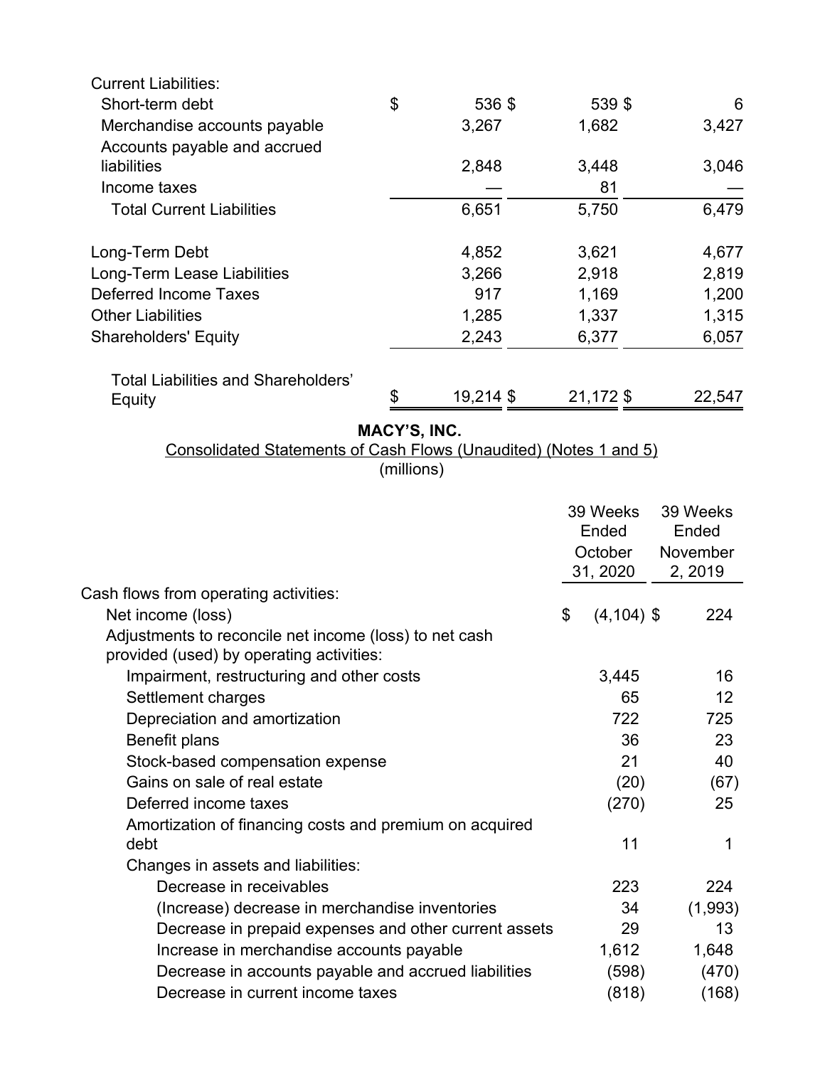| | | | |
|---|---|---|---|
| Current Liabilities: | | | |
| Short-term debt | $ 536 | $ 539 | $ 6 |
| Merchandise accounts payable | 3,267 | 1,682 | 3,427 |
| Accounts payable and accrued liabilities | 2,848 | 3,448 | 3,046 |
| Income taxes | — | 81 | — |
| Total Current Liabilities | 6,651 | 5,750 | 6,479 |
| | | | |
| Long-Term Debt | 4,852 | 3,621 | 4,677 |
| Long-Term Lease Liabilities | 3,266 | 2,918 | 2,819 |
| Deferred Income Taxes | 917 | 1,169 | 1,200 |
| Other Liabilities | 1,285 | 1,337 | 1,315 |
| Shareholders' Equity | 2,243 | 6,377 | 6,057 |
| | | | |
| Total Liabilities and Shareholders' Equity | $ 19,214 | $ 21,172 | $ 22,547 |

**MACY'S, INC.**

Consolidated Statements of Cash Flows (Unaudited) (Notes 1 and 5)

(millions)

| | 39 Weeks Ended October 31, 2020 | 39 Weeks Ended November 2, 2019 |
|---|---|---|
| Cash flows from operating activities: | | |
| Net income (loss) | $ (4,104) | $ 224 |
| Adjustments to reconcile net income (loss) to net cash provided (used) by operating activities: | | |
| Impairment, restructuring and other costs | 3,445 | 16 |
| Settlement charges | 65 | 12 |
| Depreciation and amortization | 722 | 725 |
| Benefit plans | 36 | 23 |
| Stock-based compensation expense | 21 | 40 |
| Gains on sale of real estate | (20) | (67) |
| Deferred income taxes | (270) | 25 |
| Amortization of financing costs and premium on acquired debt | 11 | 1 |
| Changes in assets and liabilities: | | |
| Decrease in receivables | 223 | 224 |
| (Increase) decrease in merchandise inventories | 34 | (1,993) |
| Decrease in prepaid expenses and other current assets | 29 | 13 |
| Increase in merchandise accounts payable | 1,612 | 1,648 |
| Decrease in accounts payable and accrued liabilities | (598) | (470) |
| Decrease in current income taxes | (818) | (168) |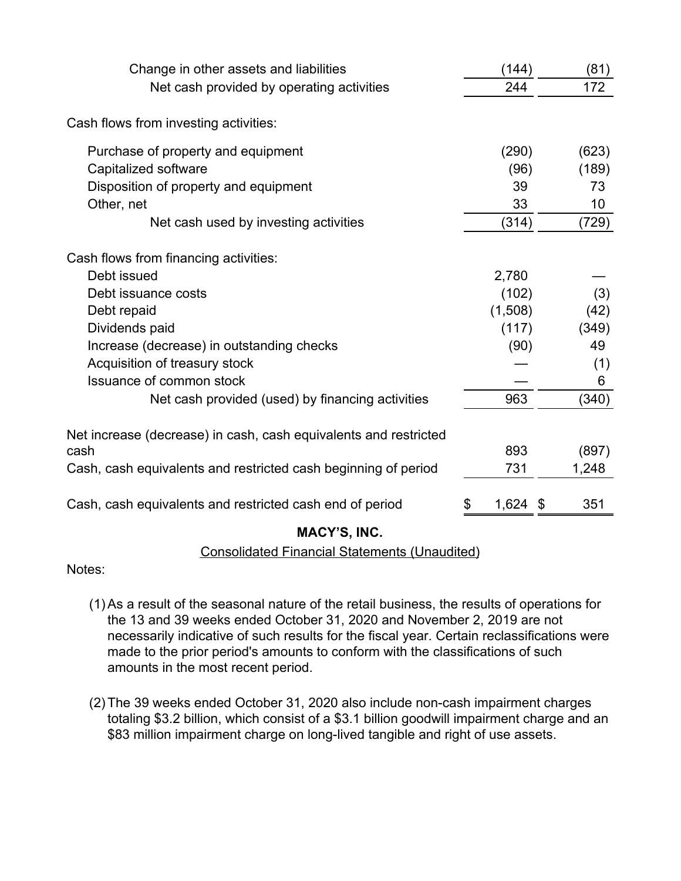| | | |
|---|---|---|
| Change in other assets and liabilities | (144) | (81) |
| Net cash provided by operating activities | 244 | 172 |
| | | |
| Cash flows from investing activities: | | |
| Purchase of property and equipment | (290) | (623) |
| Capitalized software | (96) | (189) |
| Disposition of property and equipment | 39 | 73 |
| Other, net | 33 | 10 |
| Net cash used by investing activities | (314) | (729) |
| | | |
| Cash flows from financing activities: | | |
| Debt issued | 2,780 | — |
| Debt issuance costs | (102) | (3) |
| Debt repaid | (1,508) | (42) |
| Dividends paid | (117) | (349) |
| Increase (decrease) in outstanding checks | (90) | 49 |
| Acquisition of treasury stock | — | (1) |
| Issuance of common stock | — | 6 |
| Net cash provided (used) by financing activities | 963 | (340) |
| | | |
| Net increase (decrease) in cash, cash equivalents and restricted cash | 893 | (897) |
| Cash, cash equivalents and restricted cash beginning of period | 731 | 1,248 |
| | | |
| Cash, cash equivalents and restricted cash end of period | $ 1,624 | $ 351 |

**MACY'S, INC.**

Consolidated Financial Statements (Unaudited)

Notes:

(1) As a result of the seasonal nature of the retail business, the results of operations for the 13 and 39 weeks ended October 31, 2020 and November 2, 2019 are not necessarily indicative of such results for the fiscal year. Certain reclassifications were made to the prior period's amounts to conform with the classifications of such amounts in the most recent period.

(2) The 39 weeks ended October 31, 2020 also include non-cash impairment charges totaling $3.2 billion, which consist of a $3.1 billion goodwill impairment charge and an $83 million impairment charge on long-lived tangible and right of use assets.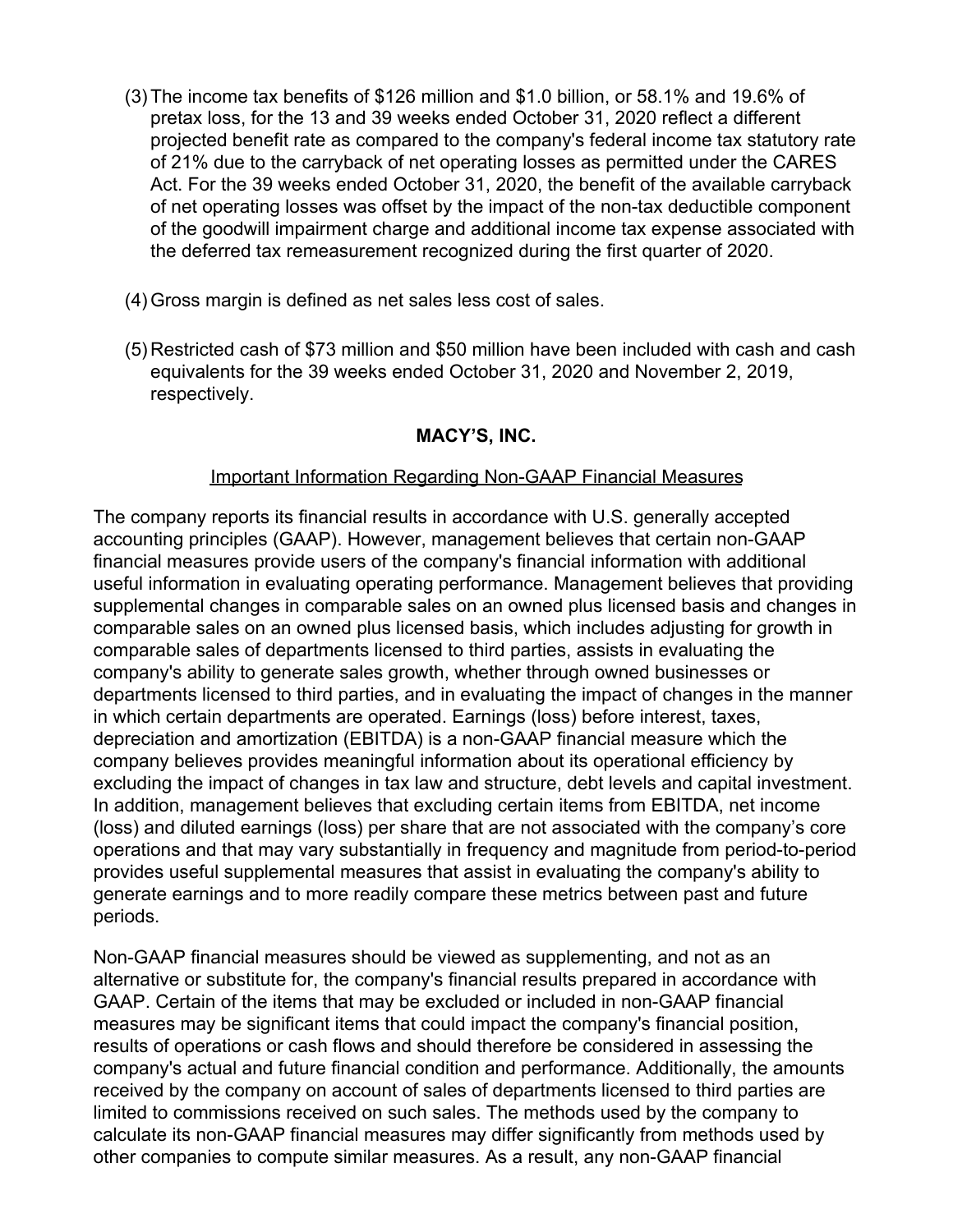(3) The income tax benefits of $126 million and $1.0 billion, or 58.1% and 19.6% of pretax loss, for the 13 and 39 weeks ended October 31, 2020 reflect a different projected benefit rate as compared to the company's federal income tax statutory rate of 21% due to the carryback of net operating losses as permitted under the CARES Act. For the 39 weeks ended October 31, 2020, the benefit of the available carryback of net operating losses was offset by the impact of the non-tax deductible component of the goodwill impairment charge and additional income tax expense associated with the deferred tax remeasurement recognized during the first quarter of 2020.

(4) Gross margin is defined as net sales less cost of sales.

(5) Restricted cash of $73 million and $50 million have been included with cash and cash equivalents for the 39 weeks ended October 31, 2020 and November 2, 2019, respectively.

## MACY'S, INC.

### Important Information Regarding Non-GAAP Financial Measures

The company reports its financial results in accordance with U.S. generally accepted accounting principles (GAAP). However, management believes that certain non-GAAP financial measures provide users of the company's financial information with additional useful information in evaluating operating performance. Management believes that providing supplemental changes in comparable sales on an owned plus licensed basis and changes in comparable sales on an owned plus licensed basis, which includes adjusting for growth in comparable sales of departments licensed to third parties, assists in evaluating the company's ability to generate sales growth, whether through owned businesses or departments licensed to third parties, and in evaluating the impact of changes in the manner in which certain departments are operated. Earnings (loss) before interest, taxes, depreciation and amortization (EBITDA) is a non-GAAP financial measure which the company believes provides meaningful information about its operational efficiency by excluding the impact of changes in tax law and structure, debt levels and capital investment. In addition, management believes that excluding certain items from EBITDA, net income (loss) and diluted earnings (loss) per share that are not associated with the company's core operations and that may vary substantially in frequency and magnitude from period-to-period provides useful supplemental measures that assist in evaluating the company's ability to generate earnings and to more readily compare these metrics between past and future periods.

Non-GAAP financial measures should be viewed as supplementing, and not as an alternative or substitute for, the company's financial results prepared in accordance with GAAP. Certain of the items that may be excluded or included in non-GAAP financial measures may be significant items that could impact the company's financial position, results of operations or cash flows and should therefore be considered in assessing the company's actual and future financial condition and performance. Additionally, the amounts received by the company on account of sales of departments licensed to third parties are limited to commissions received on such sales. The methods used by the company to calculate its non-GAAP financial measures may differ significantly from methods used by other companies to compute similar measures. As a result, any non-GAAP financial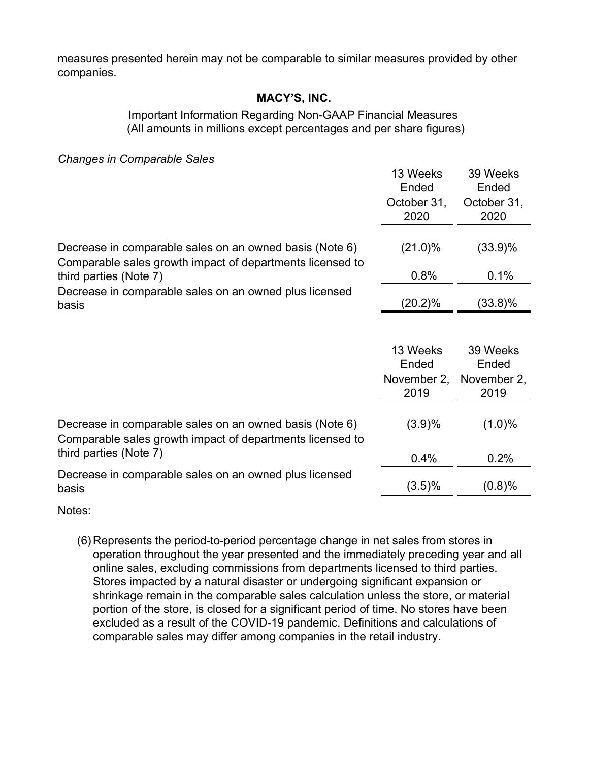measures presented herein may not be comparable to similar measures provided by other companies.

**MACY'S, INC.**

Important Information Regarding Non-GAAP Financial Measures
(All amounts in millions except percentages and per share figures)

*Changes in Comparable Sales*

| | 13 Weeks Ended October 31, 2020 | 39 Weeks Ended October 31, 2020 |
|---|---|---|
| Decrease in comparable sales on an owned basis (Note 6) | (21.0)% | (33.9)% |
| Comparable sales growth impact of departments licensed to third parties (Note 7) | 0.8% | 0.1% |
| Decrease in comparable sales on an owned plus licensed basis | (20.2)% | (33.8)% |

| | 13 Weeks Ended November 2, 2019 | 39 Weeks Ended November 2, 2019 |
|---|---|---|
| Decrease in comparable sales on an owned basis (Note 6) | (3.9)% | (1.0)% |
| Comparable sales growth impact of departments licensed to third parties (Note 7) | 0.4% | 0.2% |
| Decrease in comparable sales on an owned plus licensed basis | (3.5)% | (0.8)% |

Notes:

(6) Represents the period-to-period percentage change in net sales from stores in operation throughout the year presented and the immediately preceding year and all online sales, excluding commissions from departments licensed to third parties. Stores impacted by a natural disaster or undergoing significant expansion or shrinkage remain in the comparable sales calculation unless the store, or material portion of the store, is closed for a significant period of time. No stores have been excluded as a result of the COVID-19 pandemic. Definitions and calculations of comparable sales may differ among companies in the retail industry.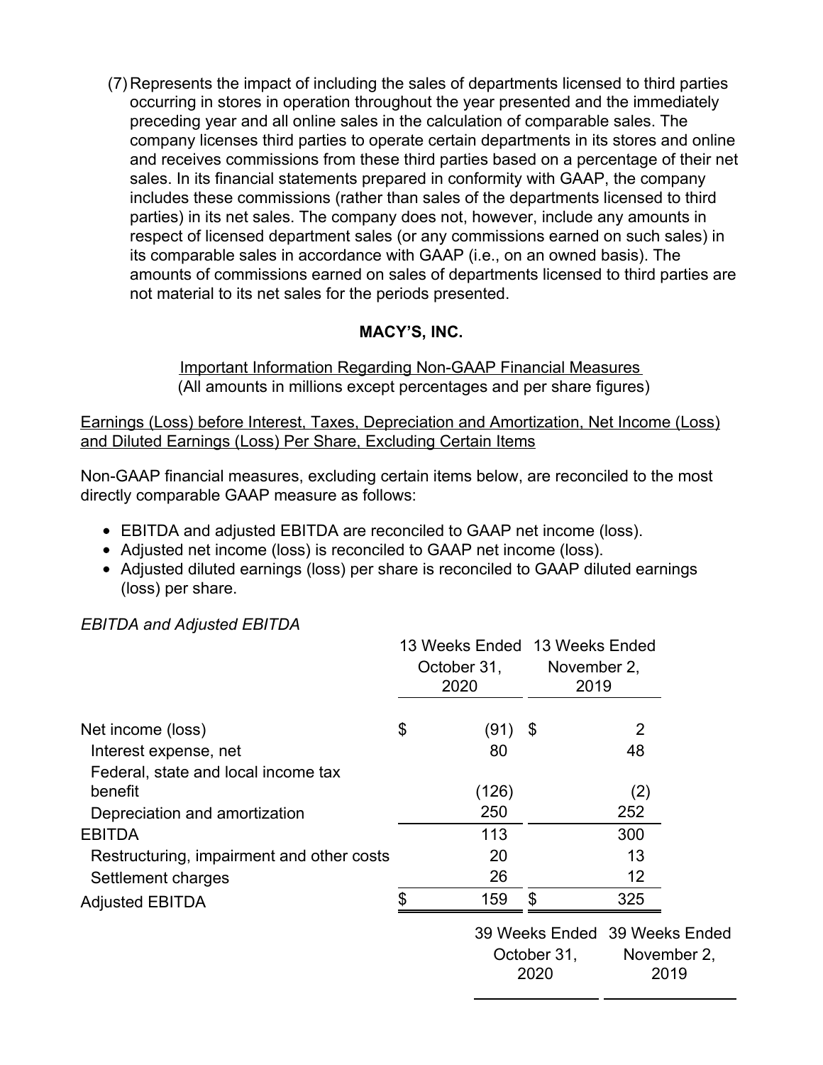(7) Represents the impact of including the sales of departments licensed to third parties occurring in stores in operation throughout the year presented and the immediately preceding year and all online sales in the calculation of comparable sales. The company licenses third parties to operate certain departments in its stores and online and receives commissions from these third parties based on a percentage of their net sales. In its financial statements prepared in conformity with GAAP, the company includes these commissions (rather than sales of the departments licensed to third parties) in its net sales. The company does not, however, include any amounts in respect of licensed department sales (or any commissions earned on such sales) in its comparable sales in accordance with GAAP (i.e., on an owned basis). The amounts of commissions earned on sales of departments licensed to third parties are not material to its net sales for the periods presented.

**MACY'S, INC.**

Important Information Regarding Non-GAAP Financial Measures
(All amounts in millions except percentages and per share figures)

Earnings (Loss) before Interest, Taxes, Depreciation and Amortization, Net Income (Loss) and Diluted Earnings (Loss) Per Share, Excluding Certain Items

Non-GAAP financial measures, excluding certain items below, are reconciled to the most directly comparable GAAP measure as follows:

- EBITDA and adjusted EBITDA are reconciled to GAAP net income (loss).
- Adjusted net income (loss) is reconciled to GAAP net income (loss).
- Adjusted diluted earnings (loss) per share is reconciled to GAAP diluted earnings (loss) per share.

*EBITDA and Adjusted EBITDA*

| | 13 Weeks Ended October 31, 2020 | 13 Weeks Ended November 2, 2019 |
|---|---|---|
| Net income (loss) | $ (91) | $ 2 |
| Interest expense, net | 80 | 48 |
| Federal, state and local income tax benefit | (126) | (2) |
| Depreciation and amortization | 250 | 252 |
| EBITDA | 113 | 300 |
| Restructuring, impairment and other costs | 20 | 13 |
| Settlement charges | 26 | 12 |
| Adjusted EBITDA | $ 159 | $ 325 |

| | 39 Weeks Ended October 31, 2020 | 39 Weeks Ended November 2, 2019 |
|---|---|---|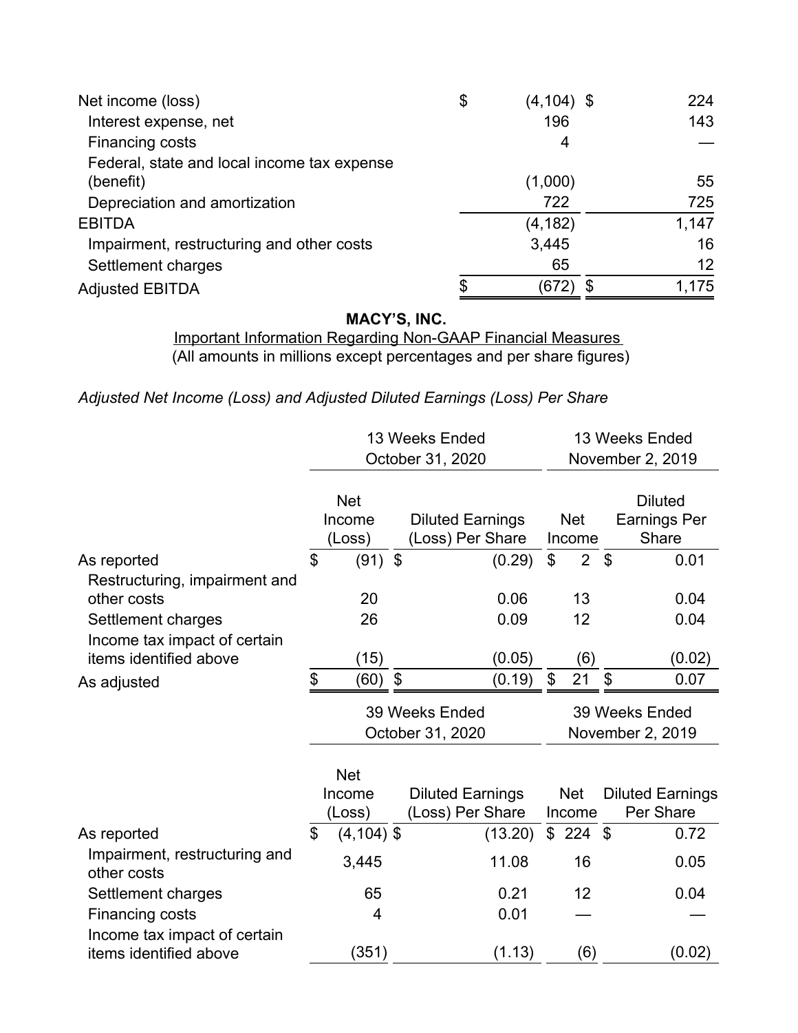| | | |
|---|---|---|
| Net income (loss) | $ (4,104) | $ 224 |
| Interest expense, net | 196 | 143 |
| Financing costs | 4 | — |
| Federal, state and local income tax expense (benefit) | (1,000) | 55 |
| Depreciation and amortization | 722 | 725 |
| EBITDA | (4,182) | 1,147 |
| Impairment, restructuring and other costs | 3,445 | 16 |
| Settlement charges | 65 | 12 |
| Adjusted EBITDA | $ (672) | $ 1,175 |

**MACY'S, INC.**

Important Information Regarding Non-GAAP Financial Measures

(All amounts in millions except percentages and per share figures)

*Adjusted Net Income (Loss) and Adjusted Diluted Earnings (Loss) Per Share*

| | 13 Weeks Ended October 31, 2020 | | 13 Weeks Ended November 2, 2019 | |
|---|---|---|---|---|
| | Net Income (Loss) | Diluted Earnings (Loss) Per Share | Net Income | Diluted Earnings Per Share |
| As reported | $ (91) | $ (0.29) | $ 2 | $ 0.01 |
| Restructuring, impairment and other costs | 20 | 0.06 | 13 | 0.04 |
| Settlement charges | 26 | 0.09 | 12 | 0.04 |
| Income tax impact of certain items identified above | (15) | (0.05) | (6) | (0.02) |
| As adjusted | $ (60) | $ (0.19) | $ 21 | $ 0.07 |

| | 39 Weeks Ended October 31, 2020 | | 39 Weeks Ended November 2, 2019 | |
|---|---|---|---|---|
| | Net Income (Loss) | Diluted Earnings (Loss) Per Share | Net Income | Diluted Earnings Per Share |
| As reported | $ (4,104) | $ (13.20) | $ 224 | $ 0.72 |
| Impairment, restructuring and other costs | 3,445 | 11.08 | 16 | 0.05 |
| Settlement charges | 65 | 0.21 | 12 | 0.04 |
| Financing costs | 4 | 0.01 | — | — |
| Income tax impact of certain items identified above | (351) | (1.13) | (6) | (0.02) |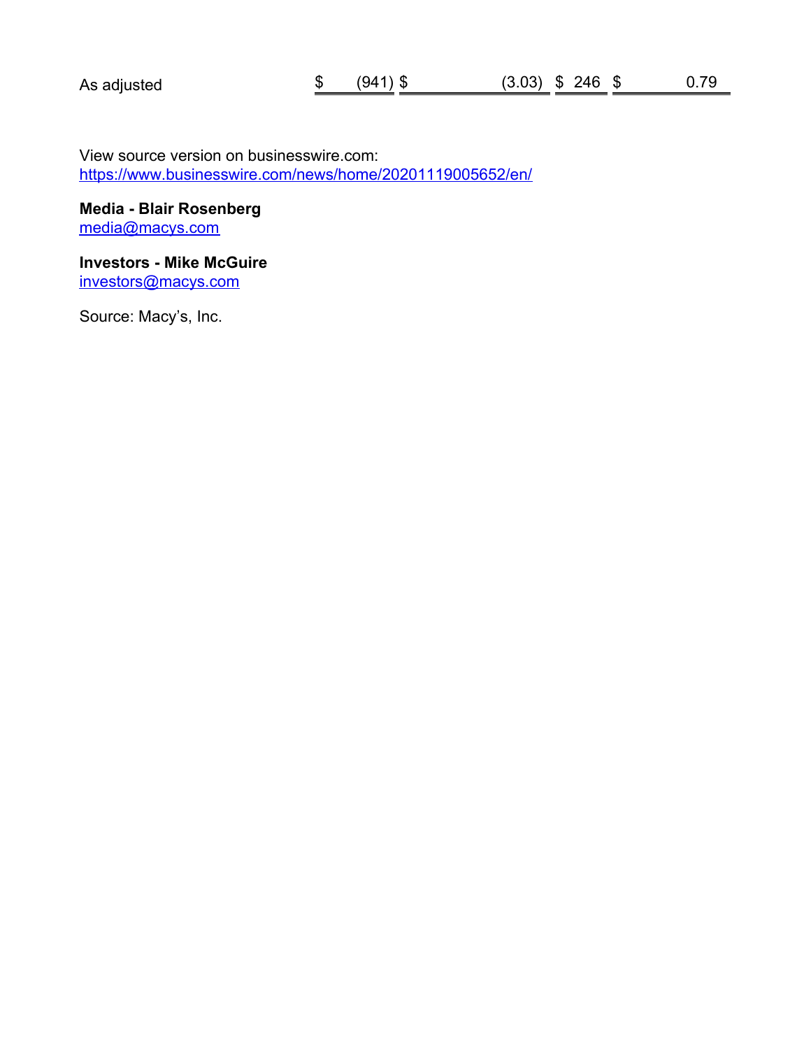| | | | | |
|---|---|---|---|---|
| As adjusted | $ (941) | $ (3.03) | $ 246 | $ 0.79 |

View source version on businesswire.com: https://www.businesswire.com/news/home/20201119005652/en/

**Media - Blair Rosenberg**
media@macys.com

**Investors - Mike McGuire**
investors@macys.com

Source: Macy’s, Inc.